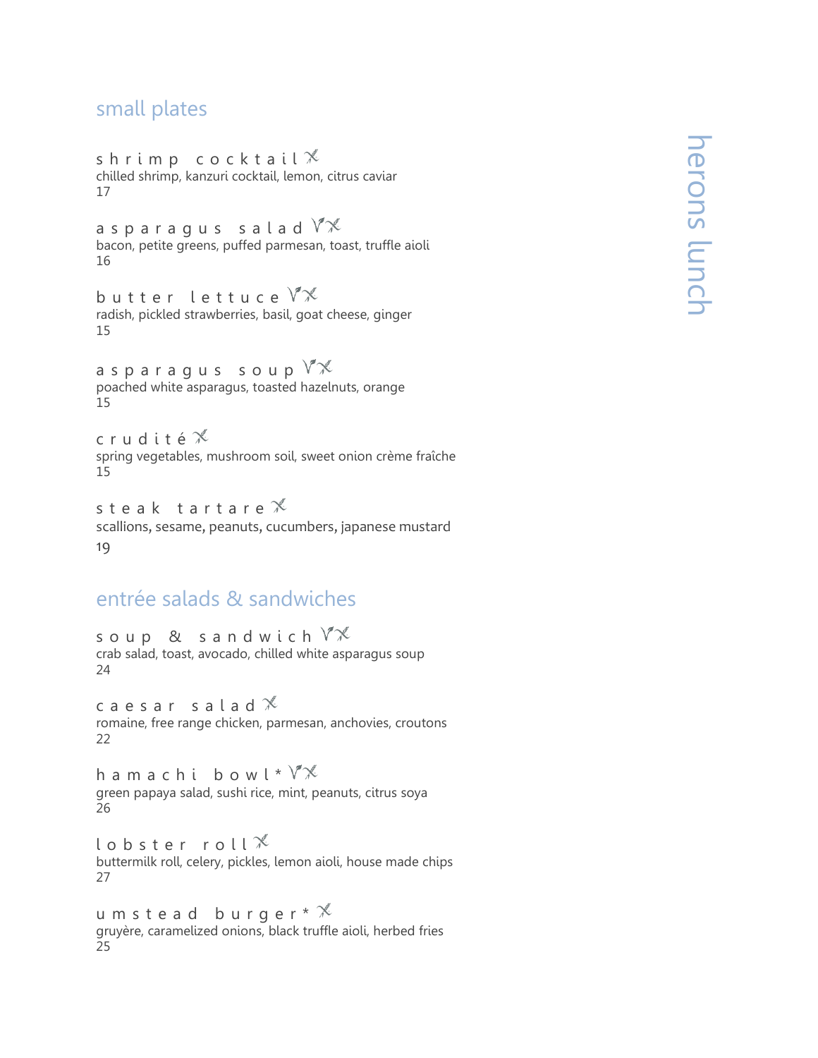# herons lunch

## small plates

**shrimp cocktail**
chilled shrimp, kanzuri cocktail, lemon, citrus caviar
17

**asparagus salad**
bacon, petite greens, puffed parmesan, toast, truffle aioli
16

**butter lettuce**
radish, pickled strawberries, basil, goat cheese, ginger
15

**asparagus soup**
poached white asparagus, toasted hazelnuts, orange
15

**crudité**
spring vegetables, mushroom soil, sweet onion crème fraîche
15

**steak tartare**
scallions, sesame, peanuts, cucumbers, japanese mustard
19

## entrée salads & sandwiches

**soup & sandwich**
crab salad, toast, avocado, chilled white asparagus soup
24

**caesar salad**
romaine, free range chicken, parmesan, anchovies, croutons
22

**hamachi bowl***
green papaya salad, sushi rice, mint, peanuts, citrus soya
26

**lobster roll**
buttermilk roll, celery, pickles, lemon aioli, house made chips
27

**umstead burger***
gruyère, caramelized onions, black truffle aioli, herbed fries
25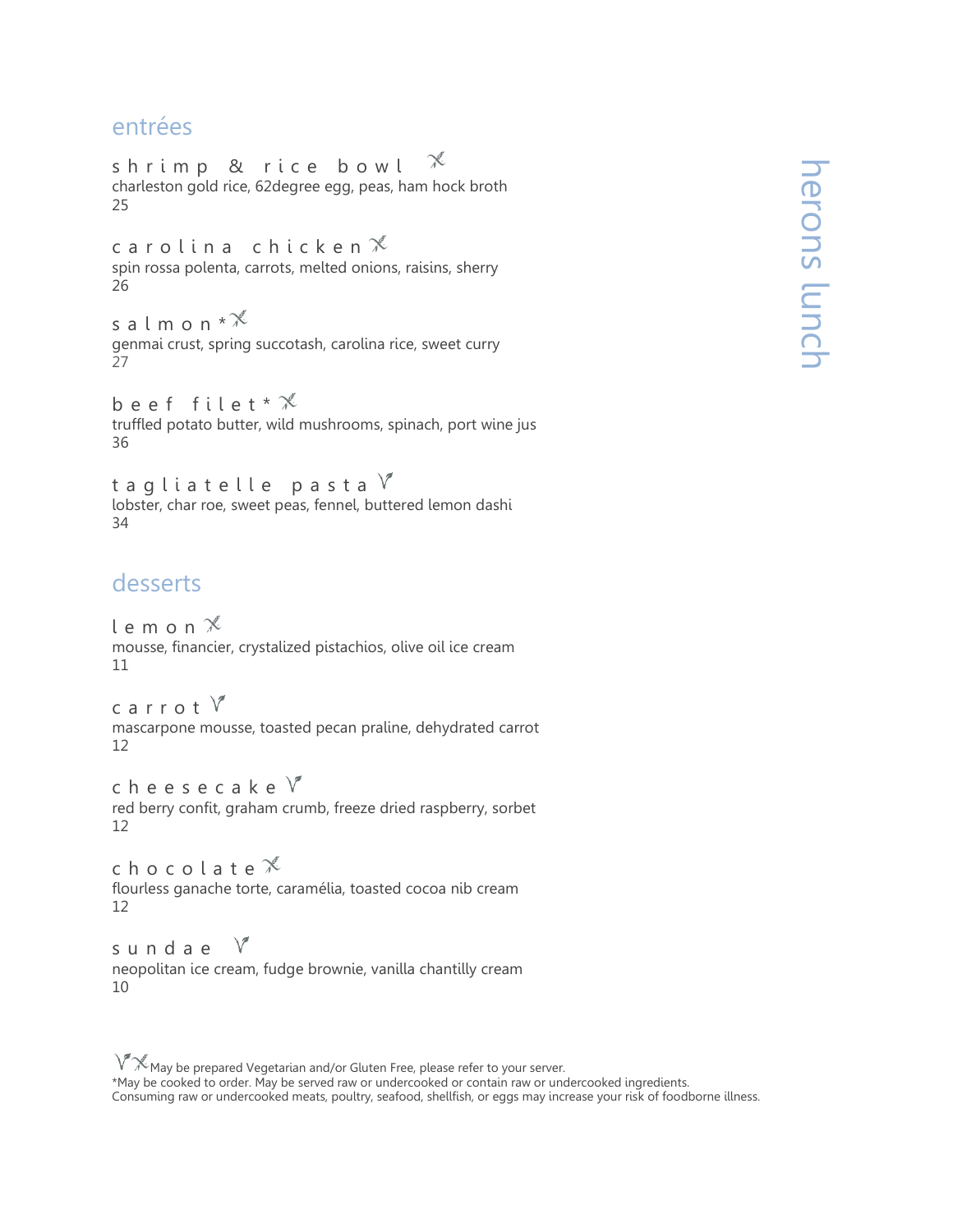## entrées

### shrimp & rice bowl
charleston gold rice, 62degree egg, peas, ham hock broth
25

### carolina chicken
spin rossa polenta, carrots, melted onions, raisins, sherry
26

### salmon*
genmai crust, spring succotash, carolina rice, sweet curry
27

### beef filet*
truffled potato butter, wild mushrooms, spinach, port wine jus
36

### tagliatelle pasta
lobster, char roe, sweet peas, fennel, buttered lemon dashi
34

## desserts

### lemon
mousse, financier, crystalized pistachios, olive oil ice cream
11

### carrot
mascarpone mousse, toasted pecan praline, dehydrated carrot
12

### cheesecake
red berry confit, graham crumb, freeze dried raspberry, sorbet
12

### chocolate
flourless ganache torte, caramélia, toasted cocoa nib cream
12

### sundae
neopolitan ice cream, fudge brownie, vanilla chantilly cream
10

May be prepared Vegetarian and/or Gluten Free, please refer to your server.
*May be cooked to order. May be served raw or undercooked or contain raw or undercooked ingredients.
Consuming raw or undercooked meats, poultry, seafood, shellfish, or eggs may increase your risk of foodborne illness.

herons lunch